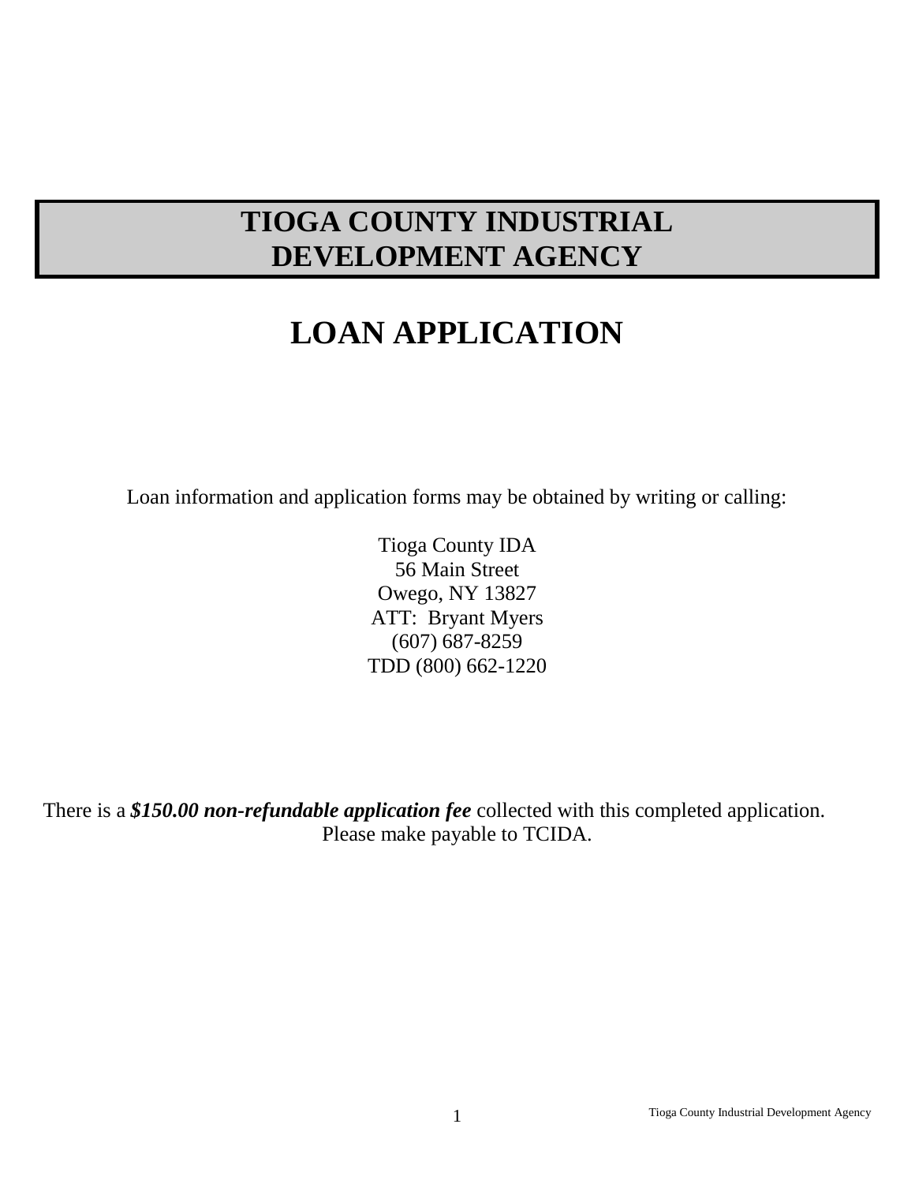# TIOGA COUNTY INDUSTRIAL DEVELOPMENT AGENCY

# LOAN APPLICATION

Loan information and application forms may be obtained by writing or calling:

Tioga County IDA
56 Main Street
Owego, NY 13827
ATT: Bryant Myers
(607) 687-8259
TDD (800) 662-1220

There is a ***$150.00 non-refundable application fee*** collected with this completed application. Please make payable to TCIDA.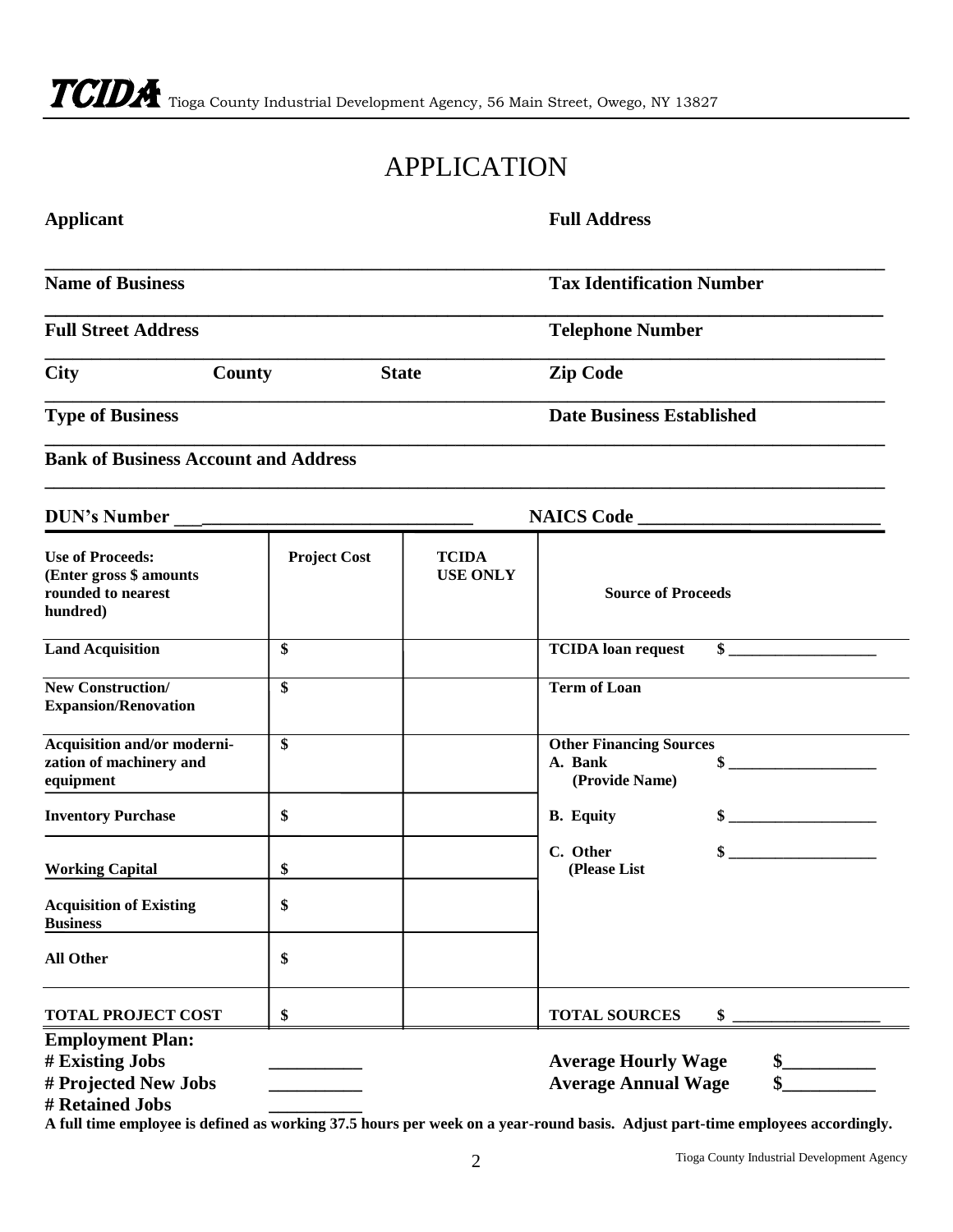**TCIDA** Tioga County Industrial Development Agency, 56 Main Street, Owego, NY 13827

# APPLICATION

**Applicant** **Full Address**

______________________________________________________________________

**Name of Business** **Tax Identification Number**

______________________________________________________________________

**Full Street Address** **Telephone Number**

______________________________________________________________________

**City** **County** **State** **Zip Code**

______________________________________________________________________

**Type of Business** **Date Business Established**

______________________________________________________________________

**Bank of Business Account and Address**

______________________________________________________________________

**DUN's Number** ______________________________ **NAICS Code** ______________________________

| Use of Proceeds: (Enter gross $ amounts rounded to nearest hundred) | Project Cost | TCIDA USE ONLY | Source of Proceeds |
|---|---|---|---|
| Land Acquisition | $ | | TCIDA loan request $ __________________ |
| New Construction/ Expansion/Renovation | $ | | Term of Loan |
| Acquisition and/or modernization of machinery and equipment | $ | | Other Financing Sources<br>A. Bank $ __________________<br>(Provide Name) |
| Inventory Purchase | $ | | B. Equity $ __________________ |
| Working Capital | $ | | C. Other $ __________________<br>(Please List |
| Acquisition of Existing Business | $ | | |
| All Other | $ | | |
| TOTAL PROJECT COST | $ | | TOTAL SOURCES $ __________________ |

**Employment Plan:**

**# Existing Jobs** __________ **Average Hourly Wage** $__________

**# Projected New Jobs** __________ **Average Annual Wage** $__________

**# Retained Jobs** __________

**A full time employee is defined as working 37.5 hours per week on a year-round basis. Adjust part-time employees accordingly.**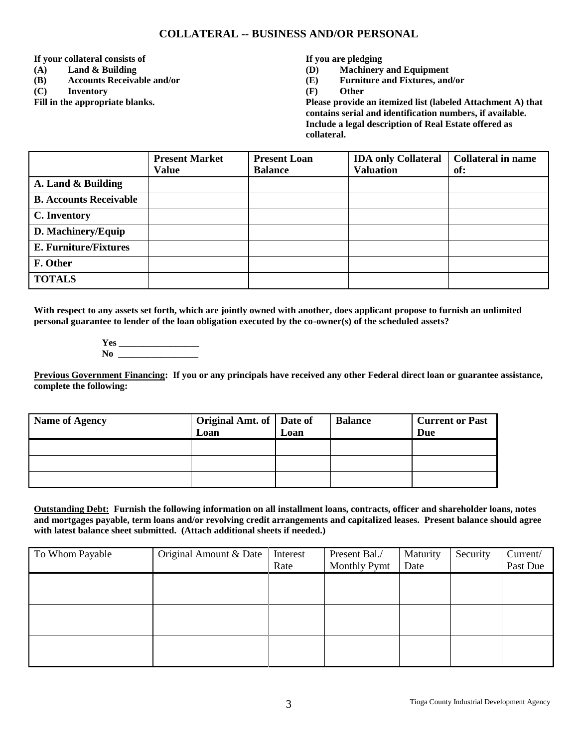## COLLATERAL -- BUSINESS AND/OR PERSONAL

**If your collateral consists of**
**(A) Land & Building**
**(B) Accounts Receivable and/or**
**(C) Inventory**
**Fill in the appropriate blanks.**

**If you are pledging**
**(D) Machinery and Equipment**
**(E) Furniture and Fixtures, and/or**
**(F) Other**
**Please provide an itemized list (labeled Attachment A) that contains serial and identification numbers, if available. Include a legal description of Real Estate offered as collateral.**

| | Present Market Value | Present Loan Balance | IDA only Collateral Valuation | Collateral in name of: |
|---|---|---|---|---|
| **A. Land & Building** | | | | |
| **B. Accounts Receivable** | | | | |
| **C. Inventory** | | | | |
| **D. Machinery/Equip** | | | | |
| **E. Furniture/Fixtures** | | | | |
| **F. Other** | | | | |
| **TOTALS** | | | | |

**With respect to any assets set forth, which are jointly owned with another, does applicant propose to furnish an unlimited personal guarantee to lender of the loan obligation executed by the co-owner(s) of the scheduled assets?**

**Yes** _________________
**No** _________________

**Previous Government Financing: If you or any principals have received any other Federal direct loan or guarantee assistance, complete the following:**

| Name of Agency | Original Amt. of Loan | Date of Loan | Balance | Current or Past Due |
|---|---|---|---|---|
| | | | | |
| | | | | |
| | | | | |

**Outstanding Debt: Furnish the following information on all installment loans, contracts, officer and shareholder loans, notes and mortgages payable, term loans and/or revolving credit arrangements and capitalized leases. Present balance should agree with latest balance sheet submitted. (Attach additional sheets if needed.)**

| To Whom Payable | Original Amount & Date | Interest Rate | Present Bal./ Monthly Pymt | Maturity Date | Security | Current/ Past Due |
|---|---|---|---|---|---|---|
| | | | | | | |
| | | | | | | |
| | | | | | | |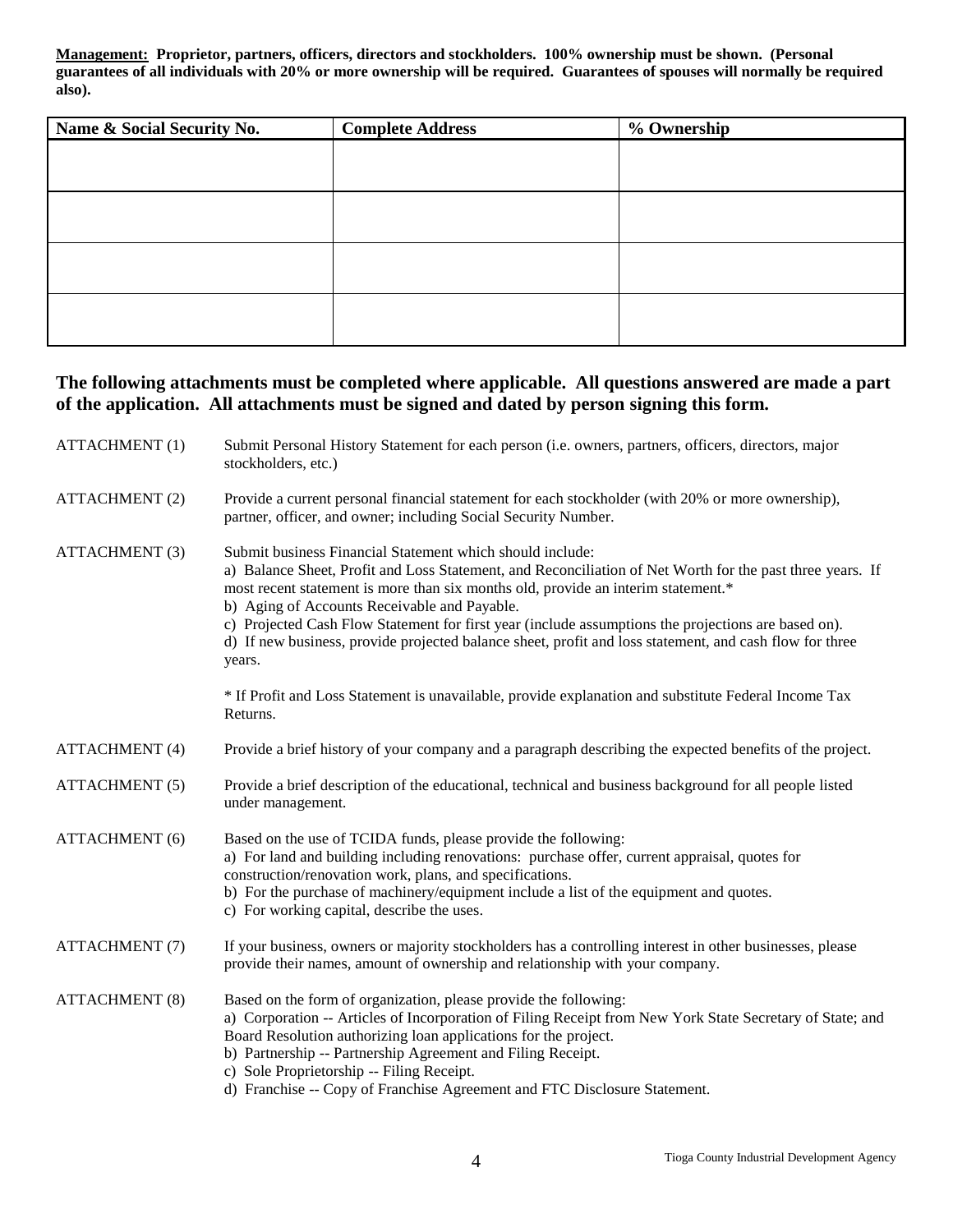**Management: Proprietor, partners, officers, directors and stockholders. 100% ownership must be shown. (Personal guarantees of all individuals with 20% or more ownership will be required. Guarantees of spouses will normally be required also).**

| Name & Social Security No. | Complete Address | % Ownership |
|---|---|---|
| | | |
| | | |
| | | |
| | | |

### The following attachments must be completed where applicable. All questions answered are made a part of the application. All attachments must be signed and dated by person signing this form.

ATTACHMENT (1) Submit Personal History Statement for each person (i.e. owners, partners, officers, directors, major stockholders, etc.)

ATTACHMENT (2) Provide a current personal financial statement for each stockholder (with 20% or more ownership), partner, officer, and owner; including Social Security Number.

ATTACHMENT (3) Submit business Financial Statement which should include:
a) Balance Sheet, Profit and Loss Statement, and Reconciliation of Net Worth for the past three years. If most recent statement is more than six months old, provide an interim statement.*
b) Aging of Accounts Receivable and Payable.
c) Projected Cash Flow Statement for first year (include assumptions the projections are based on).
d) If new business, provide projected balance sheet, profit and loss statement, and cash flow for three years.

\* If Profit and Loss Statement is unavailable, provide explanation and substitute Federal Income Tax Returns.

ATTACHMENT (4) Provide a brief history of your company and a paragraph describing the expected benefits of the project.

ATTACHMENT (5) Provide a brief description of the educational, technical and business background for all people listed under management.

ATTACHMENT (6) Based on the use of TCIDA funds, please provide the following:
a) For land and building including renovations: purchase offer, current appraisal, quotes for construction/renovation work, plans, and specifications.
b) For the purchase of machinery/equipment include a list of the equipment and quotes.
c) For working capital, describe the uses.

ATTACHMENT (7) If your business, owners or majority stockholders has a controlling interest in other businesses, please provide their names, amount of ownership and relationship with your company.

ATTACHMENT (8) Based on the form of organization, please provide the following:
a) Corporation -- Articles of Incorporation of Filing Receipt from New York State Secretary of State; and Board Resolution authorizing loan applications for the project.
b) Partnership -- Partnership Agreement and Filing Receipt.
c) Sole Proprietorship -- Filing Receipt.
d) Franchise -- Copy of Franchise Agreement and FTC Disclosure Statement.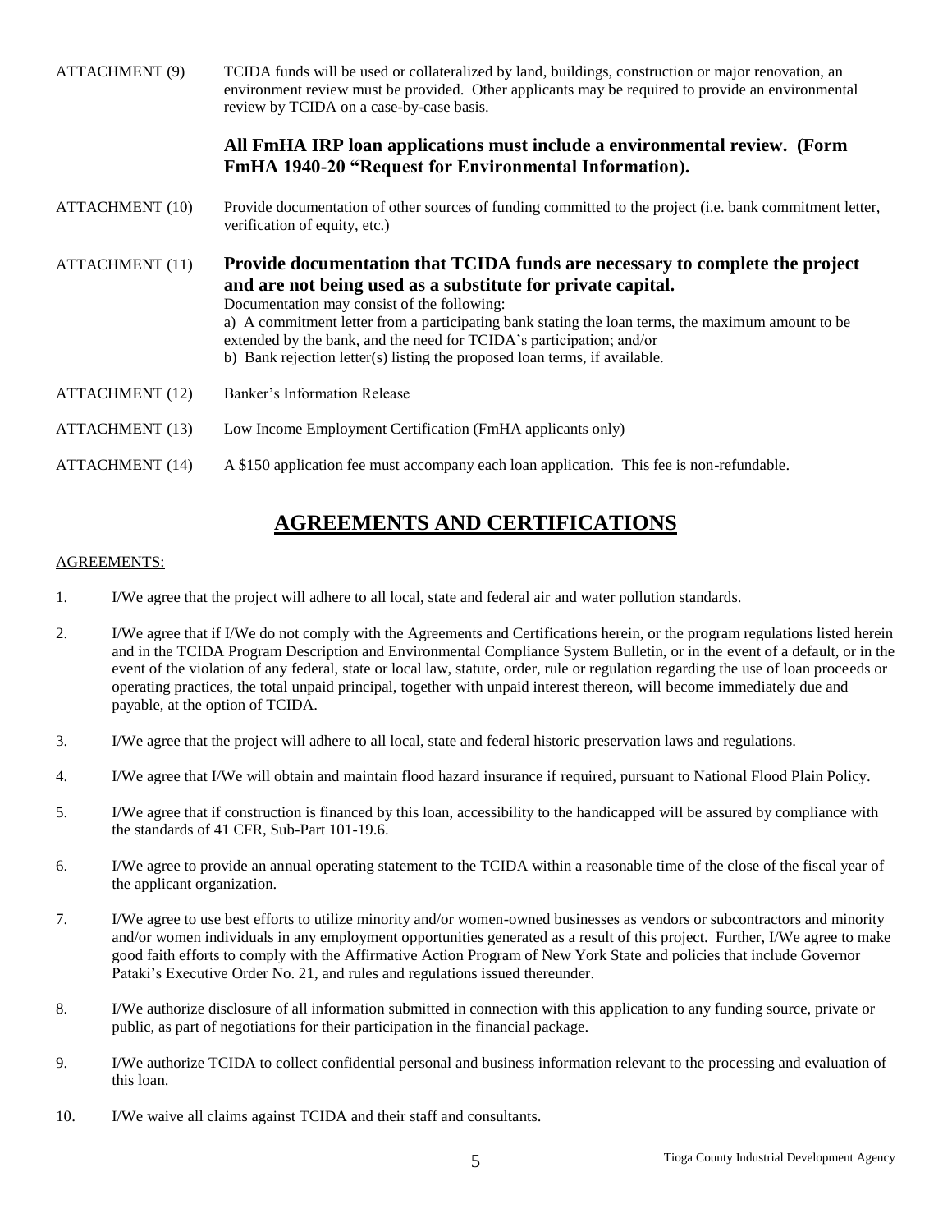ATTACHMENT (9) TCIDA funds will be used or collateralized by land, buildings, construction or major renovation, an environment review must be provided. Other applicants may be required to provide an environmental review by TCIDA on a case-by-case basis.

**All FmHA IRP loan applications must include a environmental review. (Form FmHA 1940-20 "Request for Environmental Information).**

ATTACHMENT (10) Provide documentation of other sources of funding committed to the project (i.e. bank commitment letter, verification of equity, etc.)

ATTACHMENT (11) **Provide documentation that TCIDA funds are necessary to complete the project and are not being used as a substitute for private capital.**
Documentation may consist of the following:
a) A commitment letter from a participating bank stating the loan terms, the maximum amount to be extended by the bank, and the need for TCIDA's participation; and/or
b) Bank rejection letter(s) listing the proposed loan terms, if available.

ATTACHMENT (12) Banker's Information Release

ATTACHMENT (13) Low Income Employment Certification (FmHA applicants only)

ATTACHMENT (14) A $150 application fee must accompany each loan application. This fee is non-refundable.

## AGREEMENTS AND CERTIFICATIONS

AGREEMENTS:

1. I/We agree that the project will adhere to all local, state and federal air and water pollution standards.

2. I/We agree that if I/We do not comply with the Agreements and Certifications herein, or the program regulations listed herein and in the TCIDA Program Description and Environmental Compliance System Bulletin, or in the event of a default, or in the event of the violation of any federal, state or local law, statute, order, rule or regulation regarding the use of loan proceeds or operating practices, the total unpaid principal, together with unpaid interest thereon, will become immediately due and payable, at the option of TCIDA.

3. I/We agree that the project will adhere to all local, state and federal historic preservation laws and regulations.

4. I/We agree that I/We will obtain and maintain flood hazard insurance if required, pursuant to National Flood Plain Policy.

5. I/We agree that if construction is financed by this loan, accessibility to the handicapped will be assured by compliance with the standards of 41 CFR, Sub-Part 101-19.6.

6. I/We agree to provide an annual operating statement to the TCIDA within a reasonable time of the close of the fiscal year of the applicant organization.

7. I/We agree to use best efforts to utilize minority and/or women-owned businesses as vendors or subcontractors and minority and/or women individuals in any employment opportunities generated as a result of this project. Further, I/We agree to make good faith efforts to comply with the Affirmative Action Program of New York State and policies that include Governor Pataki's Executive Order No. 21, and rules and regulations issued thereunder.

8. I/We authorize disclosure of all information submitted in connection with this application to any funding source, private or public, as part of negotiations for their participation in the financial package.

9. I/We authorize TCIDA to collect confidential personal and business information relevant to the processing and evaluation of this loan.

10. I/We waive all claims against TCIDA and their staff and consultants.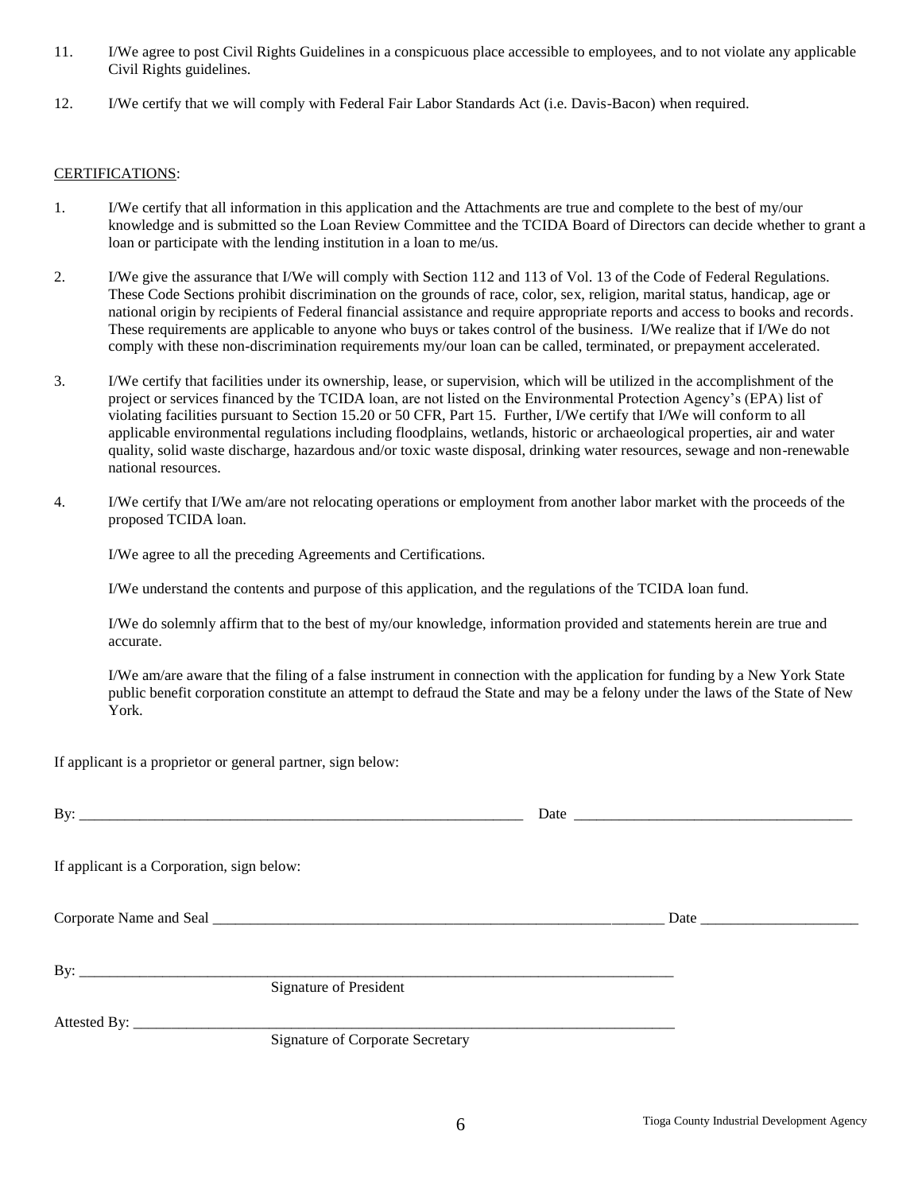11. I/We agree to post Civil Rights Guidelines in a conspicuous place accessible to employees, and to not violate any applicable Civil Rights guidelines.

12. I/We certify that we will comply with Federal Fair Labor Standards Act (i.e. Davis-Bacon) when required.

<u>CERTIFICATIONS</u>:

1. I/We certify that all information in this application and the Attachments are true and complete to the best of my/our knowledge and is submitted so the Loan Review Committee and the TCIDA Board of Directors can decide whether to grant a loan or participate with the lending institution in a loan to me/us.

2. I/We give the assurance that I/We will comply with Section 112 and 113 of Vol. 13 of the Code of Federal Regulations. These Code Sections prohibit discrimination on the grounds of race, color, sex, religion, marital status, handicap, age or national origin by recipients of Federal financial assistance and require appropriate reports and access to books and records. These requirements are applicable to anyone who buys or takes control of the business. I/We realize that if I/We do not comply with these non-discrimination requirements my/our loan can be called, terminated, or prepayment accelerated.

3. I/We certify that facilities under its ownership, lease, or supervision, which will be utilized in the accomplishment of the project or services financed by the TCIDA loan, are not listed on the Environmental Protection Agency's (EPA) list of violating facilities pursuant to Section 15.20 or 50 CFR, Part 15. Further, I/We certify that I/We will conform to all applicable environmental regulations including floodplains, wetlands, historic or archaeological properties, air and water quality, solid waste discharge, hazardous and/or toxic waste disposal, drinking water resources, sewage and non-renewable national resources.

4. I/We certify that I/We am/are not relocating operations or employment from another labor market with the proceeds of the proposed TCIDA loan.

   I/We agree to all the preceding Agreements and Certifications.

   I/We understand the contents and purpose of this application, and the regulations of the TCIDA loan fund.

   I/We do solemnly affirm that to the best of my/our knowledge, information provided and statements herein are true and accurate.

   I/We am/are aware that the filing of a false instrument in connection with the application for funding by a New York State public benefit corporation constitute an attempt to defraud the State and may be a felony under the laws of the State of New York.

If applicant is a proprietor or general partner, sign below:

By: ___________________________________________________________ Date ____________________________________

If applicant is a Corporation, sign below:

Corporate Name and Seal ____________________________________________________________ Date ____________________

By: _________________________________________________________________________________
Signature of President

Attested By: ___________________________________________________________________________
Signature of Corporate Secretary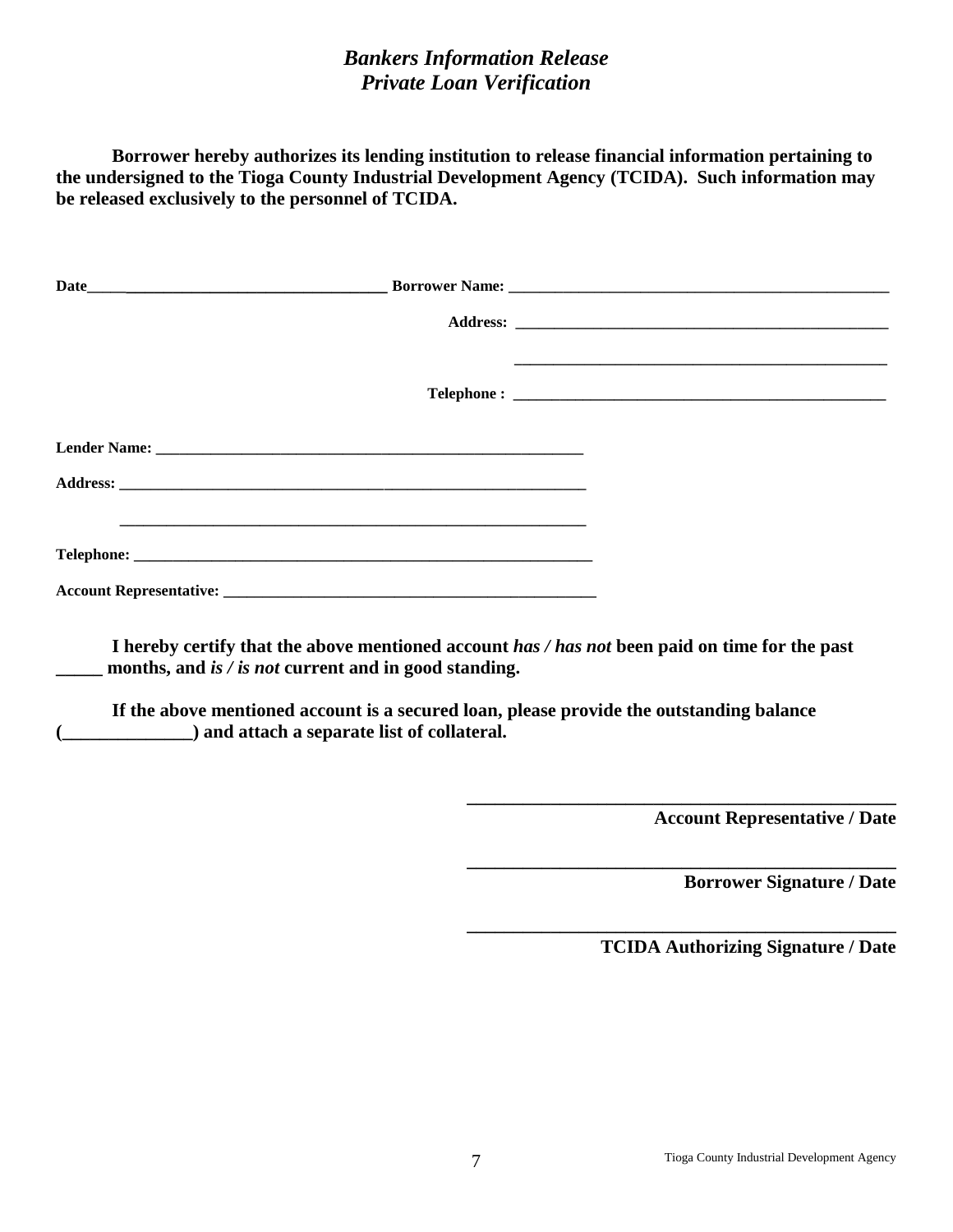# *Bankers Information Release*
# *Private Loan Verification*

**Borrower hereby authorizes its lending institution to release financial information pertaining to the undersigned to the Tioga County Industrial Development Agency (TCIDA). Such information may be released exclusively to the personnel of TCIDA.**

**Date**________________________________________ **Borrower Name:** ____________________________________________________

**Address:** ____________________________________________________

____________________________________________________

**Telephone :** ____________________________________________________

**Lender Name:** ____________________________________________________________

**Address:** ________________________________________________________________

________________________________________________________________

**Telephone:** ________________________________________________________________

**Account Representative:** ____________________________________________________

**I hereby certify that the above mentioned account** ***has / has not*** **been paid on time for the past _____ months, and** ***is / is not*** **current and in good standing.**

**If the above mentioned account is a secured loan, please provide the outstanding balance (______________) and attach a separate list of collateral.**

________________________________________________
**Account Representative / Date**

________________________________________________
**Borrower Signature / Date**

________________________________________________
**TCIDA Authorizing Signature / Date**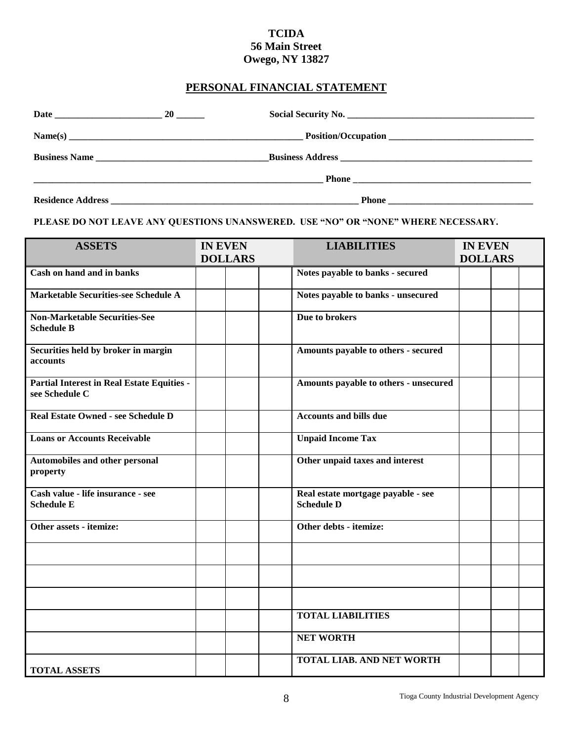**TCIDA**
**56 Main Street**
**Owego, NY 13827**

## PERSONAL FINANCIAL STATEMENT

**Date** _______________________ **20** ______ **Social Security No.** ________________________________________

**Name(s)** ____________________________________________________ **Position/Occupation** _______________________________

**Business Name** ____________________________________ **Business Address** __________________________________________

_______________________________________________________________ **Phone** ______________________________________

**Residence Address** _______________________________________________________ **Phone** _______________________________

**PLEASE DO NOT LEAVE ANY QUESTIONS UNANSWERED. USE "NO" OR "NONE" WHERE NECESSARY.**

| ASSETS | IN EVEN DOLLARS | | | LIABILITIES | IN EVEN DOLLARS | | |
|---|---|---|---|---|---|---|---|
| Cash on hand and in banks | | | | Notes payable to banks - secured | | | |
| Marketable Securities-see Schedule A | | | | Notes payable to banks - unsecured | | | |
| Non-Marketable Securities-See Schedule B | | | | Due to brokers | | | |
| Securities held by broker in margin accounts | | | | Amounts payable to others - secured | | | |
| Partial Interest in Real Estate Equities - see Schedule C | | | | Amounts payable to others - unsecured | | | |
| Real Estate Owned - see Schedule D | | | | Accounts and bills due | | | |
| Loans or Accounts Receivable | | | | Unpaid Income Tax | | | |
| Automobiles and other personal property | | | | Other unpaid taxes and interest | | | |
| Cash value - life insurance - see Schedule E | | | | Real estate mortgage payable - see Schedule D | | | |
| Other assets - itemize: | | | | Other debts - itemize: | | | |
| | | | | | | | |
| | | | | | | | |
| | | | | | | | |
| | | | | TOTAL LIABILITIES | | | |
| | | | | NET WORTH | | | |
| TOTAL ASSETS | | | | TOTAL LIAB. AND NET WORTH | | | |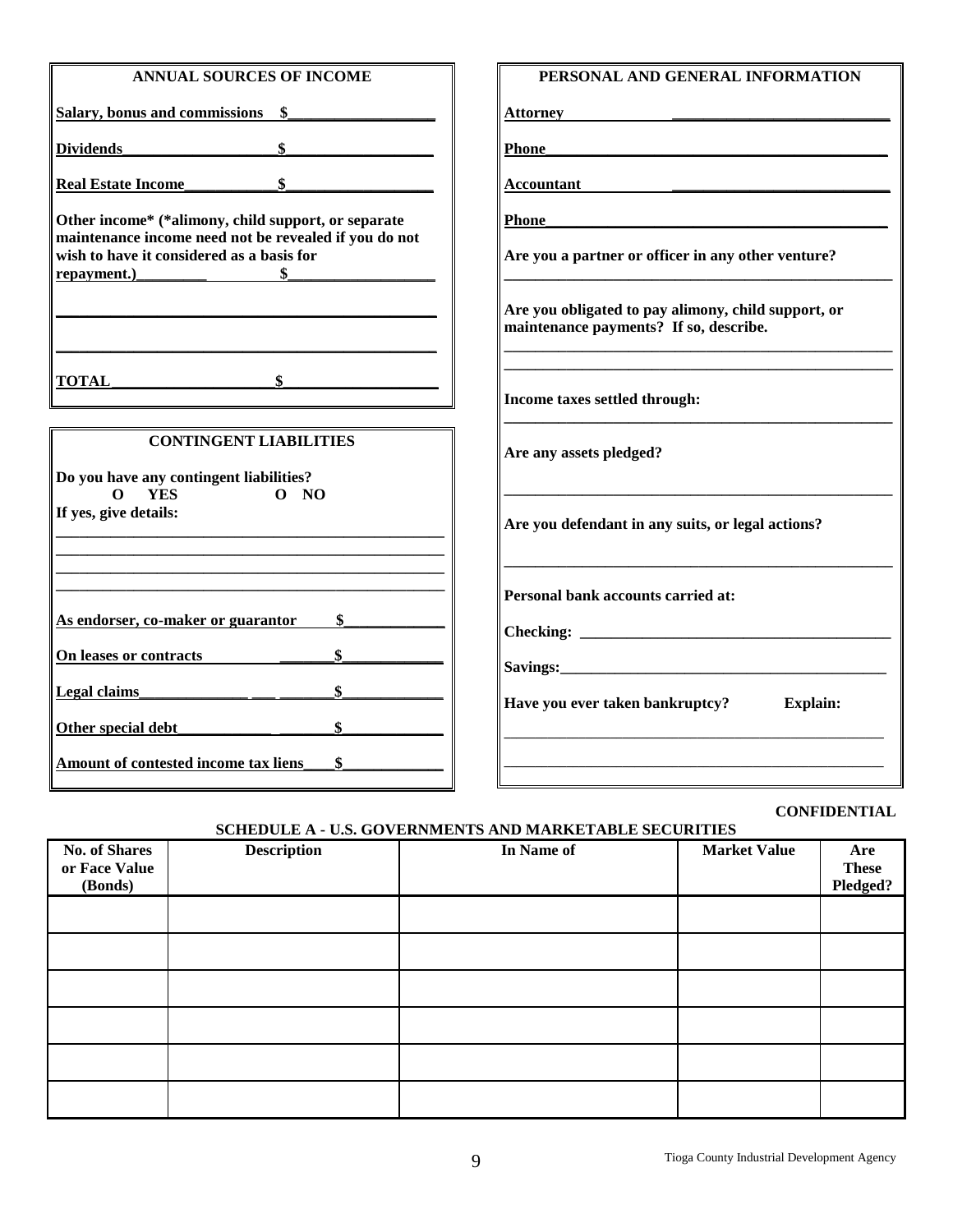## ANNUAL SOURCES OF INCOME

**Salary, bonus and commissions** $___________________

**Dividends** ___________________ $___________________

**Real Estate Income** ___________ $___________________

**Other income*** (*alimony, child support, or separate maintenance income need not be revealed if you do not wish to have it considered as a basis for repayment.)_________ $___________________

_______________________________________________

_______________________________________________

**TOTAL** _____________________ $___________________

## CONTINGENT LIABILITIES

**Do you have any contingent liabilities?**

O **YES** O **NO**

**If yes, give details:**

_______________________________________________

_______________________________________________

_______________________________________________

_______________________________________________

**As endorser, co-maker or guarantor** $_____________

**On leases or contracts** _______$_____________

**Legal claims** _______________ $_____________

**Other special debt** ____________ $_____________

**Amount of contested income tax liens** ____$_____________

## PERSONAL AND GENERAL INFORMATION

**Attorney** ___________________________

**Phone** ___________________________________________

**Accountant** ___________________________

**Phone** ___________________________________________

**Are you a partner or officer in any other venture?**

_______________________________________________

**Are you obligated to pay alimony, child support, or maintenance payments? If so, describe.**

_______________________________________________

_______________________________________________

**Income taxes settled through:**

_______________________________________________

**Are any assets pledged?**

_______________________________________________

**Are you defendant in any suits, or legal actions?**

_______________________________________________

**Personal bank accounts carried at:**

**Checking:** _________________________________________

**Savings:** __________________________________________

**Have you ever taken bankruptcy? Explain:**

_______________________________________________

_______________________________________________

**CONFIDENTIAL**

## SCHEDULE A - U.S. GOVERNMENTS AND MARKETABLE SECURITIES

| No. of Shares or Face Value (Bonds) | Description | In Name of | Market Value | Are These Pledged? |
|---|---|---|---|---|
| | | | | |
| | | | | |
| | | | | |
| | | | | |
| | | | | |
| | | | | |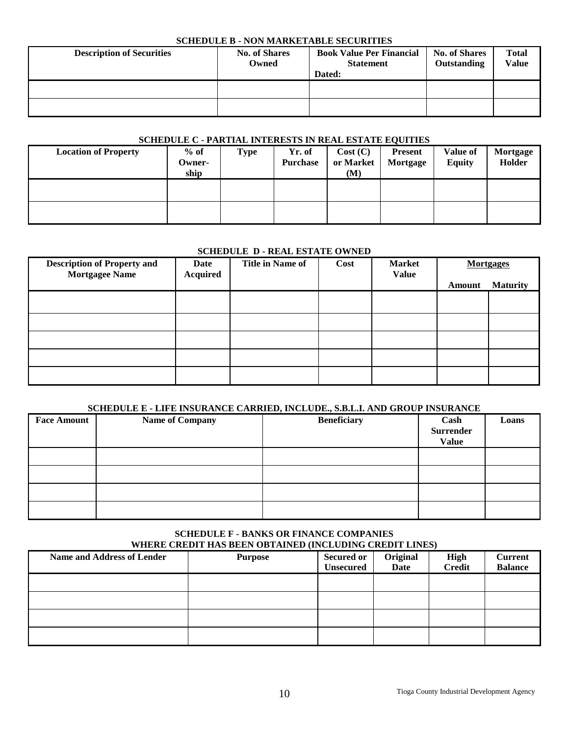### SCHEDULE B - NON MARKETABLE SECURITIES

| Description of Securities | No. of Shares Owned | Book Value Per Financial Statement Dated: | No. of Shares Outstanding | Total Value |
|---|---|---|---|---|
| | | | | |
| | | | | |

### SCHEDULE C - PARTIAL INTERESTS IN REAL ESTATE EQUITIES

| Location of Property | % of Owner-ship | Type | Yr. of Purchase | Cost (C) or Market (M) | Present Mortgage | Value of Equity | Mortgage Holder |
|---|---|---|---|---|---|---|---|
| | | | | | | | |
| | | | | | | | |

### SCHEDULE D - REAL ESTATE OWNED

| Description of Property and Mortgagee Name | Date Acquired | Title in Name of | Cost | Market Value | Mortgages | |
|---|---|---|---|---|---|---|
| | | | | | Amount | Maturity |
| | | | | | | |
| | | | | | | |
| | | | | | | |
| | | | | | | |
| | | | | | | |

### SCHEDULE E - LIFE INSURANCE CARRIED, INCLUDE., S.B.L.I. AND GROUP INSURANCE

| Face Amount | Name of Company | Beneficiary | Cash Surrender Value | Loans |
|---|---|---|---|---|
| | | | | |
| | | | | |
| | | | | |
| | | | | |

### SCHEDULE F - BANKS OR FINANCE COMPANIES WHERE CREDIT HAS BEEN OBTAINED (INCLUDING CREDIT LINES)

| Name and Address of Lender | Purpose | Secured or Unsecured | Original Date | High Credit | Current Balance |
|---|---|---|---|---|---|
| | | | | | |
| | | | | | |
| | | | | | |
| | | | | | |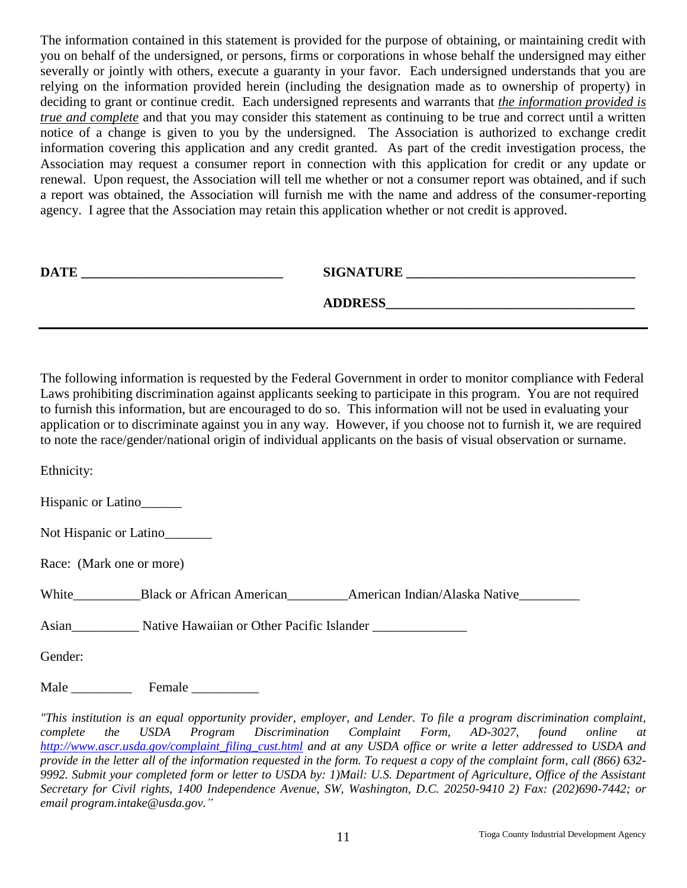The information contained in this statement is provided for the purpose of obtaining, or maintaining credit with you on behalf of the undersigned, or persons, firms or corporations in whose behalf the undersigned may either severally or jointly with others, execute a guaranty in your favor. Each undersigned understands that you are relying on the information provided herein (including the designation made as to ownership of property) in deciding to grant or continue credit. Each undersigned represents and warrants that *the information provided is true and complete* and that you may consider this statement as continuing to be true and correct until a written notice of a change is given to you by the undersigned. The Association is authorized to exchange credit information covering this application and any credit granted. As part of the credit investigation process, the Association may request a consumer report in connection with this application for credit or any update or renewal. Upon request, the Association will tell me whether or not a consumer report was obtained, and if such a report was obtained, the Association will furnish me with the name and address of the consumer-reporting agency. I agree that the Association may retain this application whether or not credit is approved.

**DATE** ______________________________ **SIGNATURE** __________________________________

**ADDRESS**_____________________________________

---

The following information is requested by the Federal Government in order to monitor compliance with Federal Laws prohibiting discrimination against applicants seeking to participate in this program. You are not required to furnish this information, but are encouraged to do so. This information will not be used in evaluating your application or to discriminate against you in any way. However, if you choose not to furnish it, we are required to note the race/gender/national origin of individual applicants on the basis of visual observation or surname.

Ethnicity:

Hispanic or Latino______

Not Hispanic or Latino_______

Race: (Mark one or more)

White__________Black or African American_________American Indian/Alaska Native_________

Asian__________ Native Hawaiian or Other Pacific Islander ______________

Gender:

Male _________ Female __________

*"This institution is an equal opportunity provider, employer, and Lender. To file a program discrimination complaint, complete the USDA Program Discrimination Complaint Form, AD-3027, found online at http://www.ascr.usda.gov/complaint_filing_cust.html and at any USDA office or write a letter addressed to USDA and provide in the letter all of the information requested in the form. To request a copy of the complaint form, call (866) 632-9992. Submit your completed form or letter to USDA by: 1)Mail: U.S. Department of Agriculture, Office of the Assistant Secretary for Civil rights, 1400 Independence Avenue, SW, Washington, D.C. 20250-9410 2) Fax: (202)690-7442; or email program.intake@usda.gov."*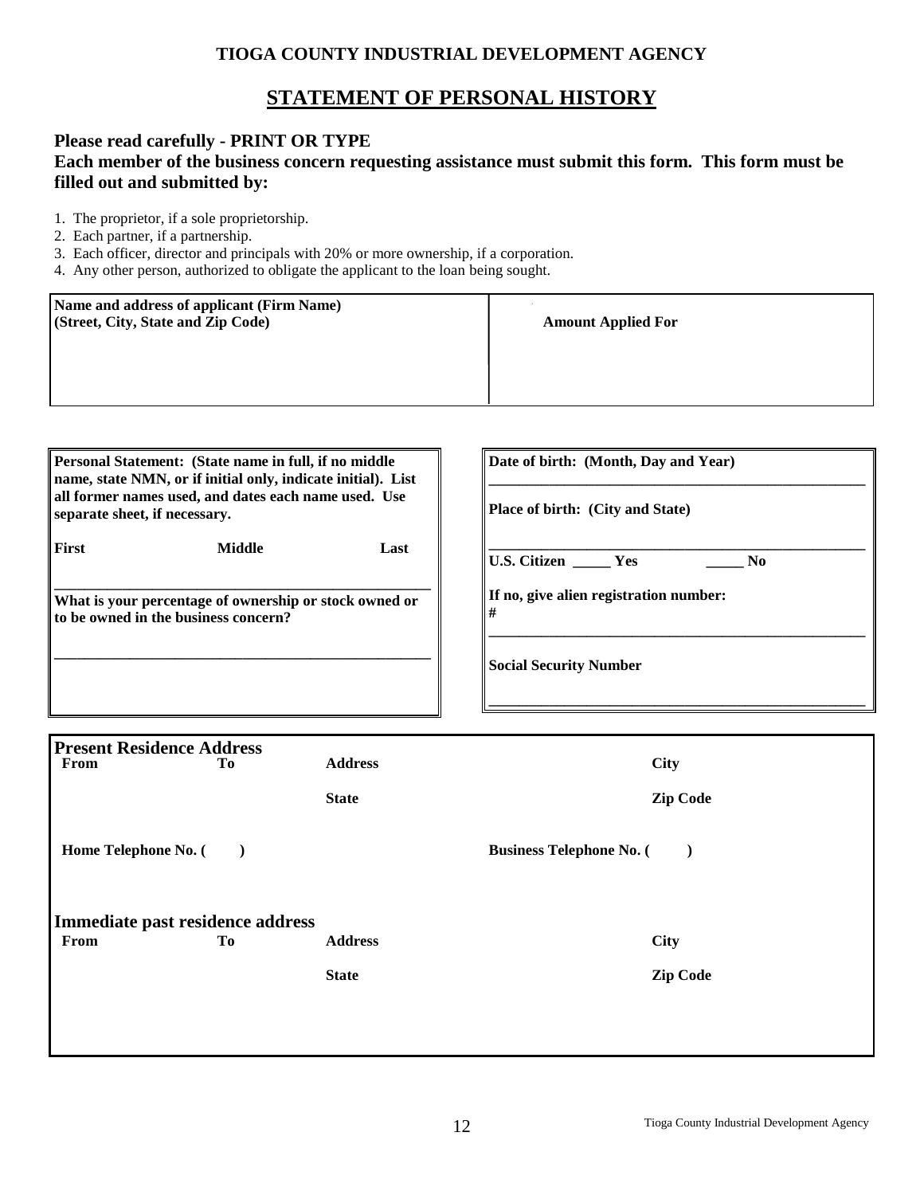**TIOGA COUNTY INDUSTRIAL DEVELOPMENT AGENCY**

# STATEMENT OF PERSONAL HISTORY

**Please read carefully - PRINT OR TYPE**

**Each member of the business concern requesting assistance must submit this form. This form must be filled out and submitted by:**

1. The proprietor, if a sole proprietorship.
2. Each partner, if a partnership.
3. Each officer, director and principals with 20% or more ownership, if a corporation.
4. Any other person, authorized to obligate the applicant to the loan being sought.

| **Name and address of applicant (Firm Name)**<br>**(Street, City, State and Zip Code)** | **Amount Applied For** |
|---|---|
| | |

**Personal Statement: (State name in full, if no middle name, state NMN, or if initial only, indicate initial). List all former names used, and dates each name used. Use separate sheet, if necessary.**

**First** **Middle** **Last**

_______________________________________________

**What is your percentage of ownership or stock owned or to be owned in the business concern?**

_______________________________________________

**Date of birth: (Month, Day and Year)**

_______________________________________________

**Place of birth: (City and State)**

_______________________________________________

**U.S. Citizen _____ Yes _____ No**

**If no, give alien registration number:**
**#**

_______________________________________________

**Social Security Number**

_______________________________________________

**Present Residence Address**

| **From** | **To** | **Address** | **City** |
|---|---|---|---|
| | | **State** | **Zip Code** |

**Home Telephone No. (   )** **Business Telephone No. (   )**

**Immediate past residence address**

| **From** | **To** | **Address** | **City** |
|---|---|---|---|
| | | **State** | **Zip Code** |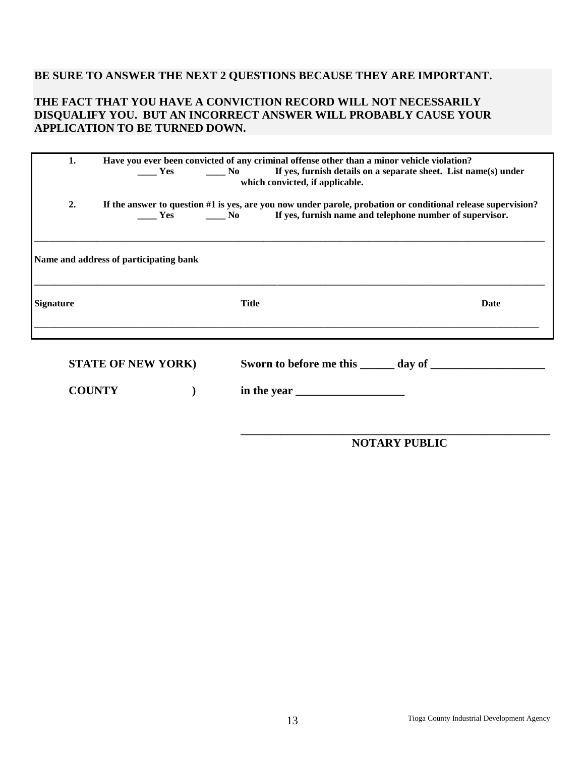**BE SURE TO ANSWER THE NEXT 2 QUESTIONS BECAUSE THEY ARE IMPORTANT.**

**THE FACT THAT YOU HAVE A CONVICTION RECORD WILL NOT NECESSARILY DISQUALIFY YOU. BUT AN INCORRECT ANSWER WILL PROBABLY CAUSE YOUR APPLICATION TO BE TURNED DOWN.**

**1.** **Have you ever been convicted of any criminal offense other than a minor vehicle violation?**
**____ Yes** **____ No** **If yes, furnish details on a separate sheet. List name(s) under which convicted, if applicable.**

**2.** **If the answer to question #1 is yes, are you now under parole, probation or conditional release supervision?**
**____ Yes** **____ No** **If yes, furnish name and telephone number of supervisor.**

______________________________________________________________________________

**Name and address of participating bank**

______________________________________________________________________________

**Signature** **Title** **Date**

______________________________________________________________________________

**STATE OF NEW YORK)** **Sworn to before me this ______ day of ____________________**

**COUNTY )** **in the year ___________________**

______________________________________________

**NOTARY PUBLIC**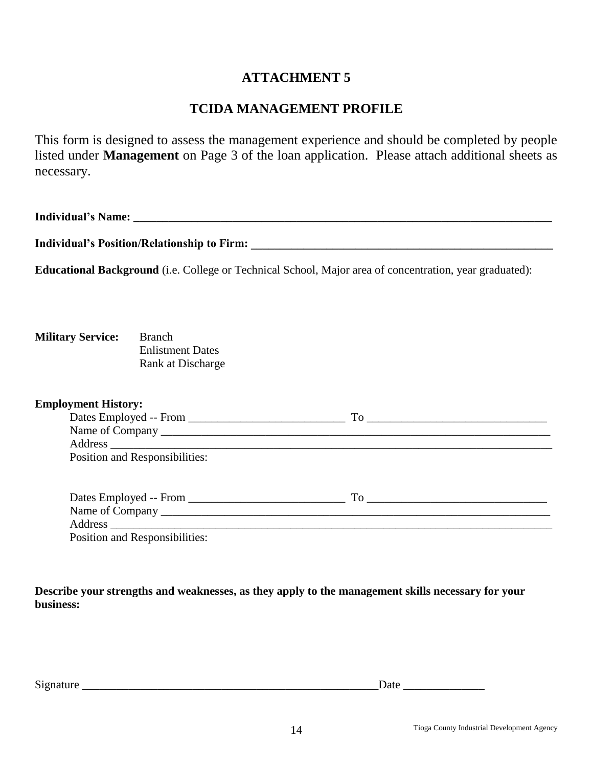# ATTACHMENT 5

## TCIDA MANAGEMENT PROFILE

This form is designed to assess the management experience and should be completed by people listed under **Management** on Page 3 of the loan application. Please attach additional sheets as necessary.

**Individual's Name: ___________________________________________________________________________**

**Individual's Position/Relationship to Firm: ______________________________________________________**

**Educational Background** (i.e. College or Technical School, Major area of concentration, year graduated):

**Military Service:** Branch
Enlistment Dates
Rank at Discharge

**Employment History:**

Dates Employed -- From ___________________________ To _______________________________
Name of Company _______________________________________________________________________
Address _______________________________________________________________________________
Position and Responsibilities:

Dates Employed -- From ___________________________ To _______________________________
Name of Company _______________________________________________________________________
Address _______________________________________________________________________________
Position and Responsibilities:

**Describe your strengths and weaknesses, as they apply to the management skills necessary for your business:**

Signature ____________________________________________________Date ______________

Tioga County Industrial Development Agency